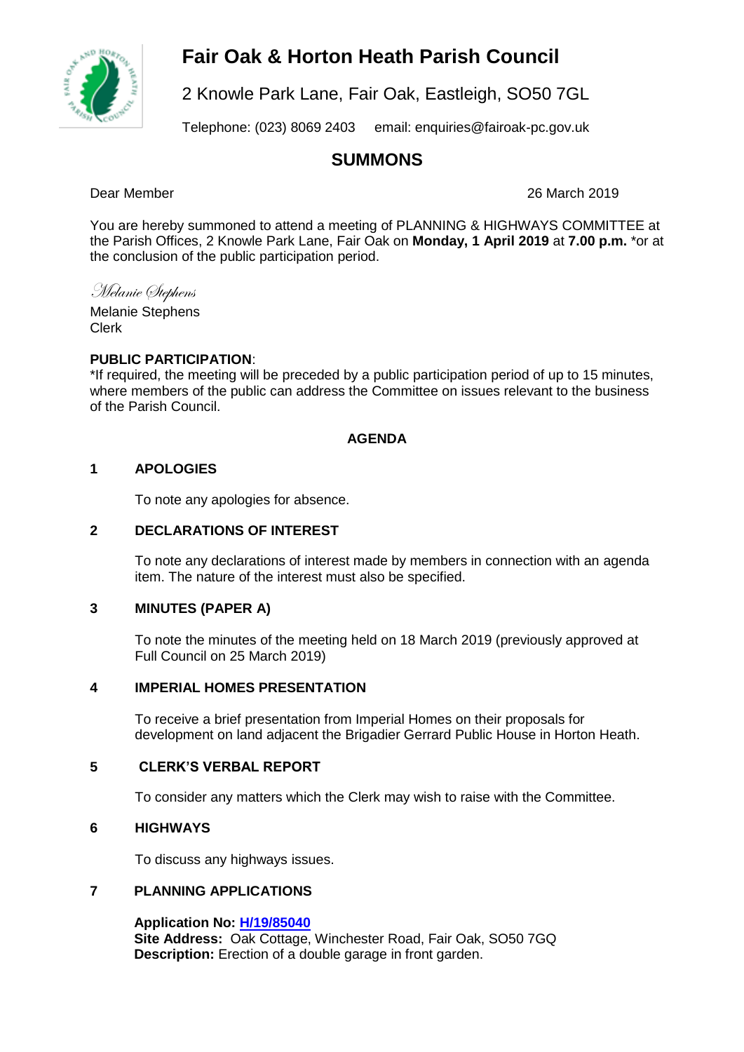# Fair Oak & Horton Heath Parish Council

2 Knowle Park Lane, Fair Oak, Eastleigh, SO50 7GL

Telephone: (023) 8069 2403   email: enquiries@fairoak-pc.gov.uk

## SUMMONS

Dear Member

26 March 2019

You are hereby summoned to attend a meeting of PLANNING & HIGHWAYS COMMITTEE at the Parish Offices, 2 Knowle Park Lane, Fair Oak on **Monday, 1 April 2019** at **7.00 p.m.** *or at the conclusion of the public participation period.

*Melanie Stephens*

Melanie Stephens
Clerk

**PUBLIC PARTICIPATION**:
*If required, the meeting will be preceded by a public participation period of up to 15 minutes, where members of the public can address the Committee on issues relevant to the business of the Parish Council.

### AGENDA

**1 APOLOGIES**

To note any apologies for absence.

**2 DECLARATIONS OF INTEREST**

To note any declarations of interest made by members in connection with an agenda item. The nature of the interest must also be specified.

**3 MINUTES (PAPER A)**

To note the minutes of the meeting held on 18 March 2019 (previously approved at Full Council on 25 March 2019)

**4 IMPERIAL HOMES PRESENTATION**

To receive a brief presentation from Imperial Homes on their proposals for development on land adjacent the Brigadier Gerrard Public House in Horton Heath.

**5 CLERK'S VERBAL REPORT**

To consider any matters which the Clerk may wish to raise with the Committee.

**6 HIGHWAYS**

To discuss any highways issues.

**7 PLANNING APPLICATIONS**

**Application No: H/19/85040**
**Site Address:** Oak Cottage, Winchester Road, Fair Oak, SO50 7GQ
**Description:** Erection of a double garage in front garden.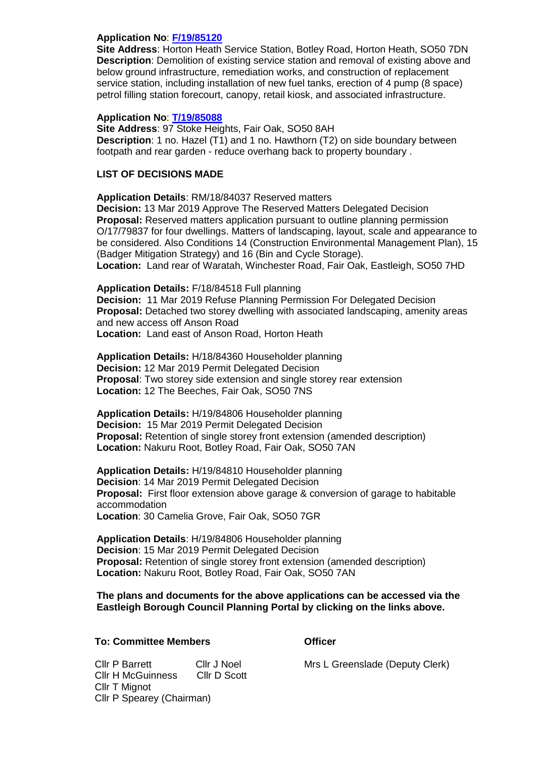**Application No**: **F/19/85120**
**Site Address**: Horton Heath Service Station, Botley Road, Horton Heath, SO50 7DN
**Description**: Demolition of existing service station and removal of existing above and below ground infrastructure, remediation works, and construction of replacement service station, including installation of new fuel tanks, erection of 4 pump (8 space) petrol filling station forecourt, canopy, retail kiosk, and associated infrastructure.

**Application No**: **T/19/85088**
**Site Address**: 97 Stoke Heights, Fair Oak, SO50 8AH
**Description**: 1 no. Hazel (T1) and 1 no. Hawthorn (T2) on side boundary between footpath and rear garden - reduce overhang back to property boundary .

**LIST OF DECISIONS MADE**

**Application Details**: RM/18/84037 Reserved matters
**Decision:** 13 Mar 2019 Approve The Reserved Matters Delegated Decision
**Proposal:** Reserved matters application pursuant to outline planning permission O/17/79837 for four dwellings. Matters of landscaping, layout, scale and appearance to be considered. Also Conditions 14 (Construction Environmental Management Plan), 15 (Badger Mitigation Strategy) and 16 (Bin and Cycle Storage).
**Location:** Land rear of Waratah, Winchester Road, Fair Oak, Eastleigh, SO50 7HD

**Application Details:** F/18/84518 Full planning
**Decision:** 11 Mar 2019 Refuse Planning Permission For Delegated Decision
**Proposal:** Detached two storey dwelling with associated landscaping, amenity areas and new access off Anson Road
**Location:** Land east of Anson Road, Horton Heath

**Application Details:** H/18/84360 Householder planning
**Decision:** 12 Mar 2019 Permit Delegated Decision
**Proposal**: Two storey side extension and single storey rear extension
**Location:** 12 The Beeches, Fair Oak, SO50 7NS

**Application Details:** H/19/84806 Householder planning
**Decision:** 15 Mar 2019 Permit Delegated Decision
**Proposal:** Retention of single storey front extension (amended description)
**Location:** Nakuru Root, Botley Road, Fair Oak, SO50 7AN

**Application Details:** H/19/84810 Householder planning
**Decision**: 14 Mar 2019 Permit Delegated Decision
**Proposal:** First floor extension above garage & conversion of garage to habitable accommodation
**Location**: 30 Camelia Grove, Fair Oak, SO50 7GR

**Application Details**: H/19/84806 Householder planning
**Decision**: 15 Mar 2019 Permit Delegated Decision
**Proposal:** Retention of single storey front extension (amended description)
**Location:** Nakuru Root, Botley Road, Fair Oak, SO50 7AN

**The plans and documents for the above applications can be accessed via the Eastleigh Borough Council Planning Portal by clicking on the links above.**

**To: Committee Members**

Cllr P Barrett
Cllr J Noel
Cllr H McGuinness
Cllr D Scott
Cllr T Mignot
Cllr P Spearey (Chairman)

**Officer**

Mrs L Greenslade (Deputy Clerk)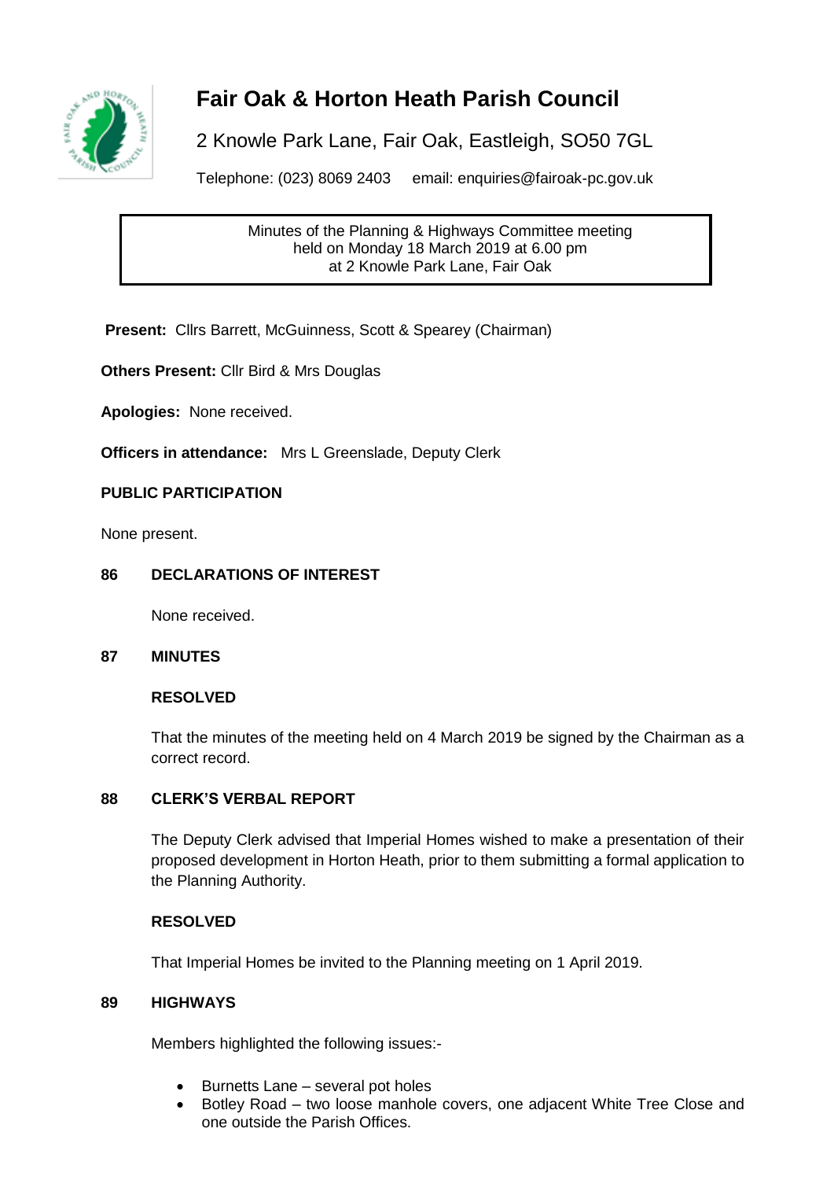# Fair Oak & Horton Heath Parish Council

2 Knowle Park Lane, Fair Oak, Eastleigh, SO50 7GL

Telephone: (023) 8069 2403 email: enquiries@fairoak-pc.gov.uk

Minutes of the Planning & Highways Committee meeting
held on Monday 18 March 2019 at 6.00 pm
at 2 Knowle Park Lane, Fair Oak

**Present:** Cllrs Barrett, McGuinness, Scott & Spearey (Chairman)

**Others Present:** Cllr Bird & Mrs Douglas

**Apologies:** None received.

**Officers in attendance:** Mrs L Greenslade, Deputy Clerk

**PUBLIC PARTICIPATION**

None present.

**86 DECLARATIONS OF INTEREST**

None received.

**87 MINUTES**

**RESOLVED**

That the minutes of the meeting held on 4 March 2019 be signed by the Chairman as a correct record.

**88 CLERK'S VERBAL REPORT**

The Deputy Clerk advised that Imperial Homes wished to make a presentation of their proposed development in Horton Heath, prior to them submitting a formal application to the Planning Authority.

**RESOLVED**

That Imperial Homes be invited to the Planning meeting on 1 April 2019.

**89 HIGHWAYS**

Members highlighted the following issues:-

- Burnetts Lane – several pot holes
- Botley Road – two loose manhole covers, one adjacent White Tree Close and one outside the Parish Offices.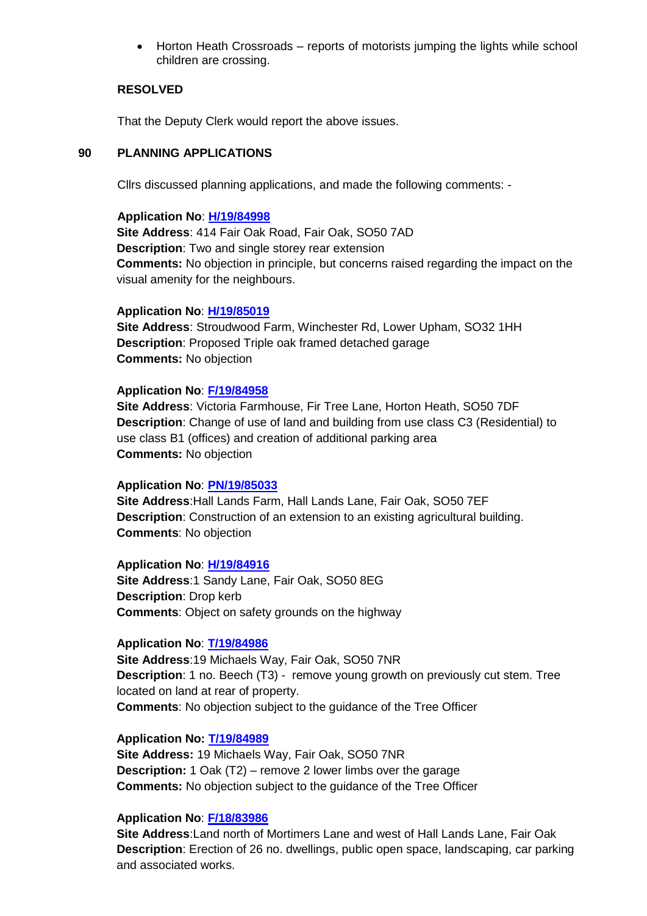- Horton Heath Crossroads – reports of motorists jumping the lights while school children are crossing.

**RESOLVED**

That the Deputy Clerk would report the above issues.

## 90 PLANNING APPLICATIONS

Cllrs discussed planning applications, and made the following comments: -

**Application No**: **H/19/84998**
**Site Address**: 414 Fair Oak Road, Fair Oak, SO50 7AD
**Description**: Two and single storey rear extension
**Comments:** No objection in principle, but concerns raised regarding the impact on the visual amenity for the neighbours.

**Application No**: **H/19/85019**
**Site Address**: Stroudwood Farm, Winchester Rd, Lower Upham, SO32 1HH
**Description**: Proposed Triple oak framed detached garage
**Comments:** No objection

**Application No**: **F/19/84958**
**Site Address**: Victoria Farmhouse, Fir Tree Lane, Horton Heath, SO50 7DF
**Description**: Change of use of land and building from use class C3 (Residential) to use class B1 (offices) and creation of additional parking area
**Comments:** No objection

**Application No**: **PN/19/85033**
**Site Address**:Hall Lands Farm, Hall Lands Lane, Fair Oak, SO50 7EF
**Description**: Construction of an extension to an existing agricultural building.
**Comments**: No objection

**Application No**: **H/19/84916**
**Site Address**:1 Sandy Lane, Fair Oak, SO50 8EG
**Description**: Drop kerb
**Comments**: Object on safety grounds on the highway

**Application No**: **T/19/84986**
**Site Address**:19 Michaels Way, Fair Oak, SO50 7NR
**Description**: 1 no. Beech (T3) - remove young growth on previously cut stem. Tree located on land at rear of property.
**Comments**: No objection subject to the guidance of the Tree Officer

**Application No: T/19/84989**
**Site Address:** 19 Michaels Way, Fair Oak, SO50 7NR
**Description:** 1 Oak (T2) – remove 2 lower limbs over the garage
**Comments:** No objection subject to the guidance of the Tree Officer

**Application No**: **F/18/83986**
**Site Address**:Land north of Mortimers Lane and west of Hall Lands Lane, Fair Oak
**Description**: Erection of 26 no. dwellings, public open space, landscaping, car parking and associated works.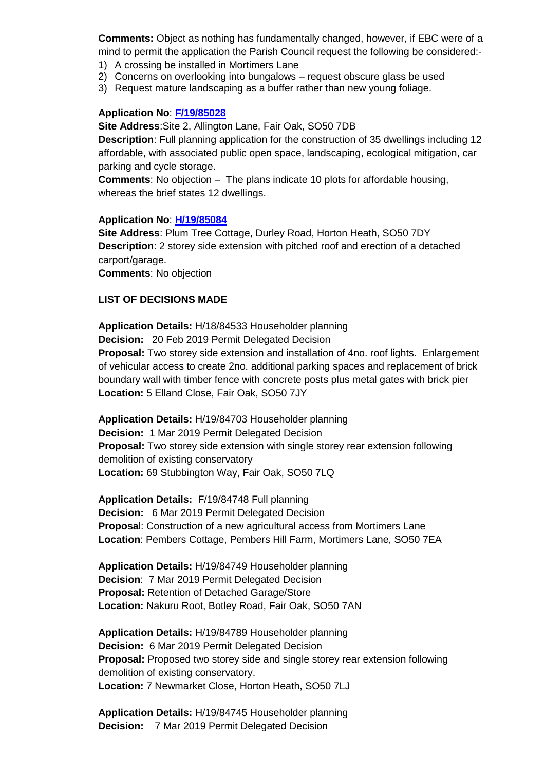**Comments:** Object as nothing has fundamentally changed, however, if EBC were of a mind to permit the application the Parish Council request the following be considered:-

1) A crossing be installed in Mortimers Lane
2) Concerns on overlooking into bungalows – request obscure glass be used
3) Request mature landscaping as a buffer rather than new young foliage.

**Application No**: **F/19/85028**
**Site Address**:Site 2, Allington Lane, Fair Oak, SO50 7DB
**Description**: Full planning application for the construction of 35 dwellings including 12 affordable, with associated public open space, landscaping, ecological mitigation, car parking and cycle storage.
**Comments**: No objection – The plans indicate 10 plots for affordable housing, whereas the brief states 12 dwellings.

**Application No**: **H/19/85084**
**Site Address**: Plum Tree Cottage, Durley Road, Horton Heath, SO50 7DY
**Description**: 2 storey side extension with pitched roof and erection of a detached carport/garage.
**Comments**: No objection

**LIST OF DECISIONS MADE**

**Application Details:** H/18/84533 Householder planning
**Decision:** 20 Feb 2019 Permit Delegated Decision
**Proposal:** Two storey side extension and installation of 4no. roof lights. Enlargement of vehicular access to create 2no. additional parking spaces and replacement of brick boundary wall with timber fence with concrete posts plus metal gates with brick pier
**Location:** 5 Elland Close, Fair Oak, SO50 7JY

**Application Details:** H/19/84703 Householder planning
**Decision:** 1 Mar 2019 Permit Delegated Decision
**Proposal:** Two storey side extension with single storey rear extension following demolition of existing conservatory
**Location:** 69 Stubbington Way, Fair Oak, SO50 7LQ

**Application Details:** F/19/84748 Full planning
**Decision:** 6 Mar 2019 Permit Delegated Decision
**Proposal**: Construction of a new agricultural access from Mortimers Lane
**Location**: Pembers Cottage, Pembers Hill Farm, Mortimers Lane, SO50 7EA

**Application Details:** H/19/84749 Householder planning
**Decision**: 7 Mar 2019 Permit Delegated Decision
**Proposal:** Retention of Detached Garage/Store
**Location:** Nakuru Root, Botley Road, Fair Oak, SO50 7AN

**Application Details:** H/19/84789 Householder planning
**Decision:** 6 Mar 2019 Permit Delegated Decision
**Proposal:** Proposed two storey side and single storey rear extension following demolition of existing conservatory.
**Location:** 7 Newmarket Close, Horton Heath, SO50 7LJ

**Application Details:** H/19/84745 Householder planning
**Decision:** 7 Mar 2019 Permit Delegated Decision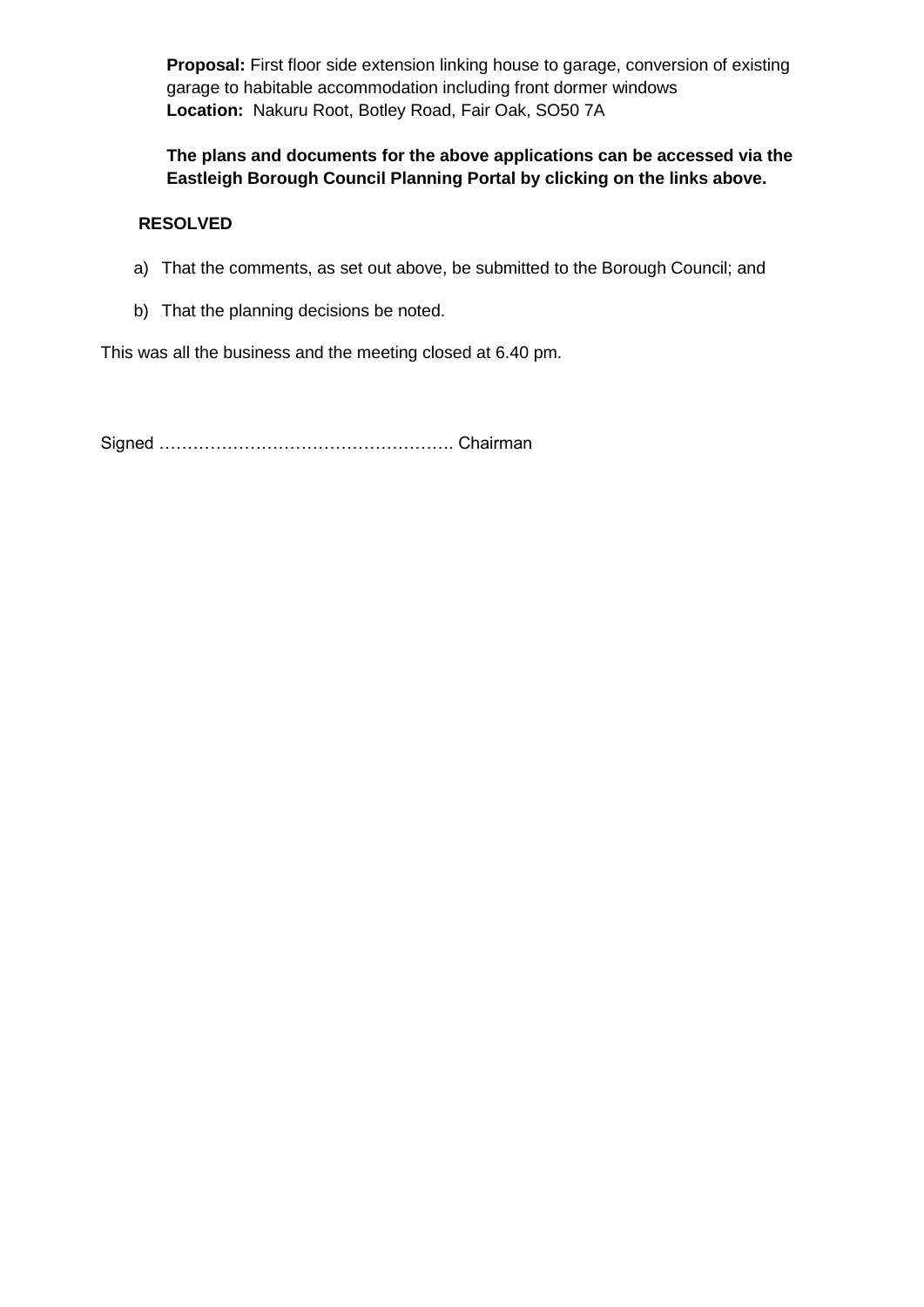**Proposal:** First floor side extension linking house to garage, conversion of existing garage to habitable accommodation including front dormer windows
**Location:** Nakuru Root, Botley Road, Fair Oak, SO50 7A

**The plans and documents for the above applications can be accessed via the Eastleigh Borough Council Planning Portal by clicking on the links above.**

**RESOLVED**

a) That the comments, as set out above, be submitted to the Borough Council; and

b) That the planning decisions be noted.

This was all the business and the meeting closed at 6.40 pm.

Signed ……………………………………………. Chairman